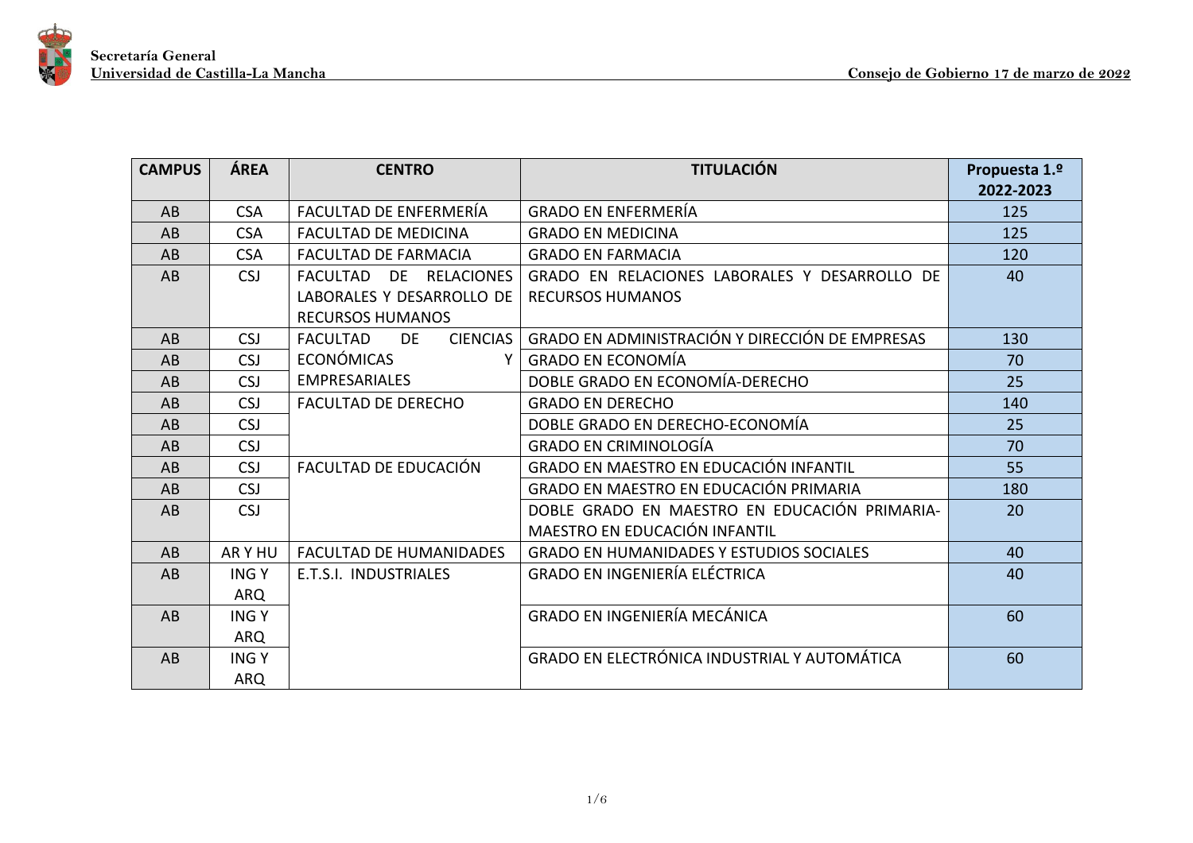| CAMPUS | ÁREA | CENTRO | TITULACIÓN | Propuesta 1.º 2022-2023 |
|---|---|---|---|---|
| AB | CSA | FACULTAD DE ENFERMERÍA | GRADO EN ENFERMERÍA | 125 |
| AB | CSA | FACULTAD DE MEDICINA | GRADO EN MEDICINA | 125 |
| AB | CSA | FACULTAD DE FARMACIA | GRADO EN FARMACIA | 120 |
| AB | CSJ | FACULTAD DE RELACIONES LABORALES Y DESARROLLO DE RECURSOS HUMANOS | GRADO EN RELACIONES LABORALES Y DESARROLLO DE RECURSOS HUMANOS | 40 |
| AB | CSJ | FACULTAD DE CIENCIAS ECONÓMICAS Y EMPRESARIALES | GRADO EN ADMINISTRACIÓN Y DIRECCIÓN DE EMPRESAS | 130 |
| AB | CSJ | | GRADO EN ECONOMÍA | 70 |
| AB | CSJ | | DOBLE GRADO EN ECONOMÍA-DERECHO | 25 |
| AB | CSJ | FACULTAD DE DERECHO | GRADO EN DERECHO | 140 |
| AB | CSJ | | DOBLE GRADO EN DERECHO-ECONOMÍA | 25 |
| AB | CSJ | | GRADO EN CRIMINOLOGÍA | 70 |
| AB | CSJ | FACULTAD DE EDUCACIÓN | GRADO EN MAESTRO EN EDUCACIÓN INFANTIL | 55 |
| AB | CSJ | | GRADO EN MAESTRO EN EDUCACIÓN PRIMARIA | 180 |
| AB | CSJ | | DOBLE GRADO EN MAESTRO EN EDUCACIÓN PRIMARIA-MAESTRO EN EDUCACIÓN INFANTIL | 20 |
| AB | AR Y HU | FACULTAD DE HUMANIDADES | GRADO EN HUMANIDADES Y ESTUDIOS SOCIALES | 40 |
| AB | ING Y ARQ | E.T.S.I. INDUSTRIALES | GRADO EN INGENIERÍA ELÉCTRICA | 40 |
| AB | ING Y ARQ | | GRADO EN INGENIERÍA MECÁNICA | 60 |
| AB | ING Y ARQ | | GRADO EN ELECTRÓNICA INDUSTRIAL Y AUTOMÁTICA | 60 |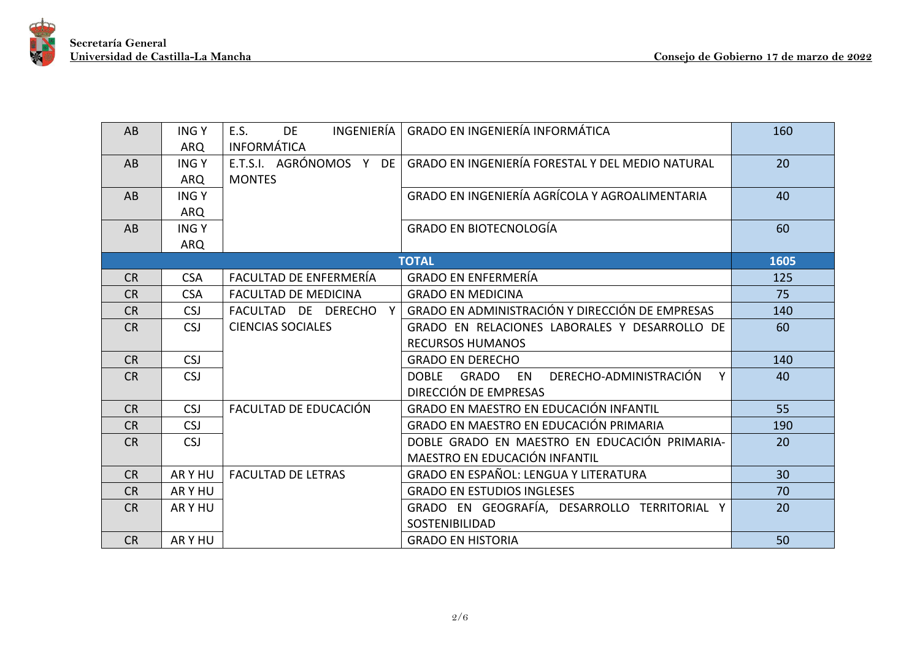| | | | | |
|---|---|---|---|---|
| AB | ING Y ARQ | E.S. DE INGENIERÍA INFORMÁTICA | GRADO EN INGENIERÍA INFORMÁTICA | 160 |
| AB | ING Y ARQ | E.T.S.I. AGRÓNOMOS Y DE MONTES | GRADO EN INGENIERÍA FORESTAL Y DEL MEDIO NATURAL | 20 |
| AB | ING Y ARQ | | GRADO EN INGENIERÍA AGRÍCOLA Y AGROALIMENTARIA | 40 |
| AB | ING Y ARQ | | GRADO EN BIOTECNOLOGÍA | 60 |
| **TOTAL** | | | | **1605** |
| CR | CSA | FACULTAD DE ENFERMERÍA | GRADO EN ENFERMERÍA | 125 |
| CR | CSA | FACULTAD DE MEDICINA | GRADO EN MEDICINA | 75 |
| CR | CSJ | FACULTAD DE DERECHO Y CIENCIAS SOCIALES | GRADO EN ADMINISTRACIÓN Y DIRECCIÓN DE EMPRESAS | 140 |
| CR | CSJ | | GRADO EN RELACIONES LABORALES Y DESARROLLO DE RECURSOS HUMANOS | 60 |
| CR | CSJ | | GRADO EN DERECHO | 140 |
| CR | CSJ | | DOBLE GRADO EN DERECHO-ADMINISTRACIÓN Y DIRECCIÓN DE EMPRESAS | 40 |
| CR | CSJ | FACULTAD DE EDUCACIÓN | GRADO EN MAESTRO EN EDUCACIÓN INFANTIL | 55 |
| CR | CSJ | | GRADO EN MAESTRO EN EDUCACIÓN PRIMARIA | 190 |
| CR | CSJ | | DOBLE GRADO EN MAESTRO EN EDUCACIÓN PRIMARIA-MAESTRO EN EDUCACIÓN INFANTIL | 20 |
| CR | AR Y HU | FACULTAD DE LETRAS | GRADO EN ESPAÑOL: LENGUA Y LITERATURA | 30 |
| CR | AR Y HU | | GRADO EN ESTUDIOS INGLESES | 70 |
| CR | AR Y HU | | GRADO EN GEOGRAFÍA, DESARROLLO TERRITORIAL Y SOSTENIBILIDAD | 20 |
| CR | AR Y HU | | GRADO EN HISTORIA | 50 |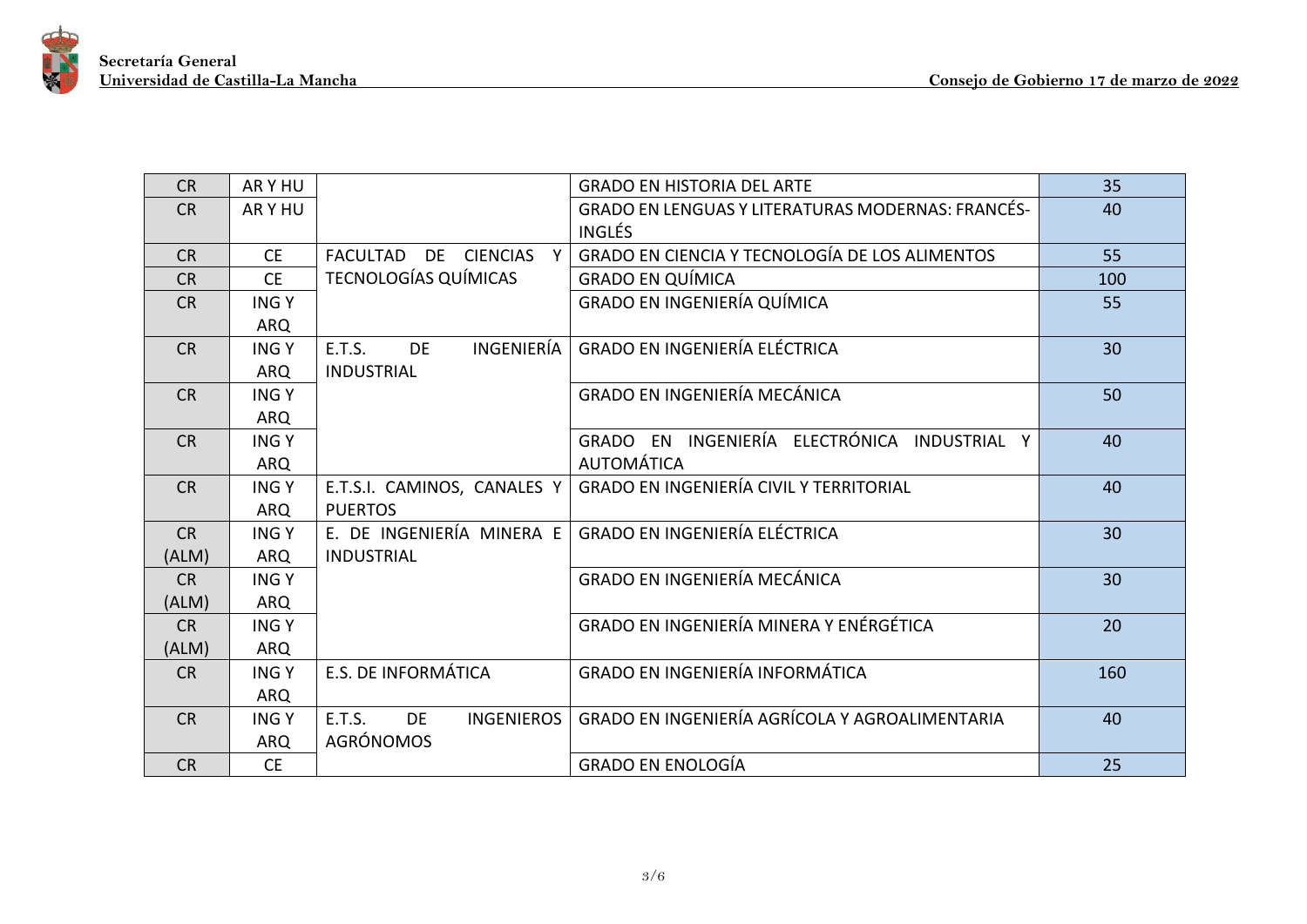| CR | AR Y HU | | GRADO EN HISTORIA DEL ARTE | 35 |
|---|---|---|---|---|
| CR | AR Y HU | | GRADO EN LENGUAS Y LITERATURAS MODERNAS: FRANCÉS-INGLÉS | 40 |
| CR | CE | FACULTAD DE CIENCIAS Y TECNOLOGÍAS QUÍMICAS | GRADO EN CIENCIA Y TECNOLOGÍA DE LOS ALIMENTOS | 55 |
| CR | CE | | GRADO EN QUÍMICA | 100 |
| CR | ING Y ARQ | | GRADO EN INGENIERÍA QUÍMICA | 55 |
| CR | ING Y ARQ | E.T.S. DE INGENIERÍA INDUSTRIAL | GRADO EN INGENIERÍA ELÉCTRICA | 30 |
| CR | ING Y ARQ | | GRADO EN INGENIERÍA MECÁNICA | 50 |
| CR | ING Y ARQ | | GRADO EN INGENIERÍA ELECTRÓNICA INDUSTRIAL Y AUTOMÁTICA | 40 |
| CR | ING Y ARQ | E.T.S.I. CAMINOS, CANALES Y PUERTOS | GRADO EN INGENIERÍA CIVIL Y TERRITORIAL | 40 |
| CR (ALM) | ING Y ARQ | E. DE INGENIERÍA MINERA E INDUSTRIAL | GRADO EN INGENIERÍA ELÉCTRICA | 30 |
| CR (ALM) | ING Y ARQ | | GRADO EN INGENIERÍA MECÁNICA | 30 |
| CR (ALM) | ING Y ARQ | | GRADO EN INGENIERÍA MINERA Y ENÉRGÉTICA | 20 |
| CR | ING Y ARQ | E.S. DE INFORMÁTICA | GRADO EN INGENIERÍA INFORMÁTICA | 160 |
| CR | ING Y ARQ | E.T.S. DE INGENIEROS AGRÓNOMOS | GRADO EN INGENIERÍA AGRÍCOLA Y AGROALIMENTARIA | 40 |
| CR | CE | | GRADO EN ENOLOGÍA | 25 |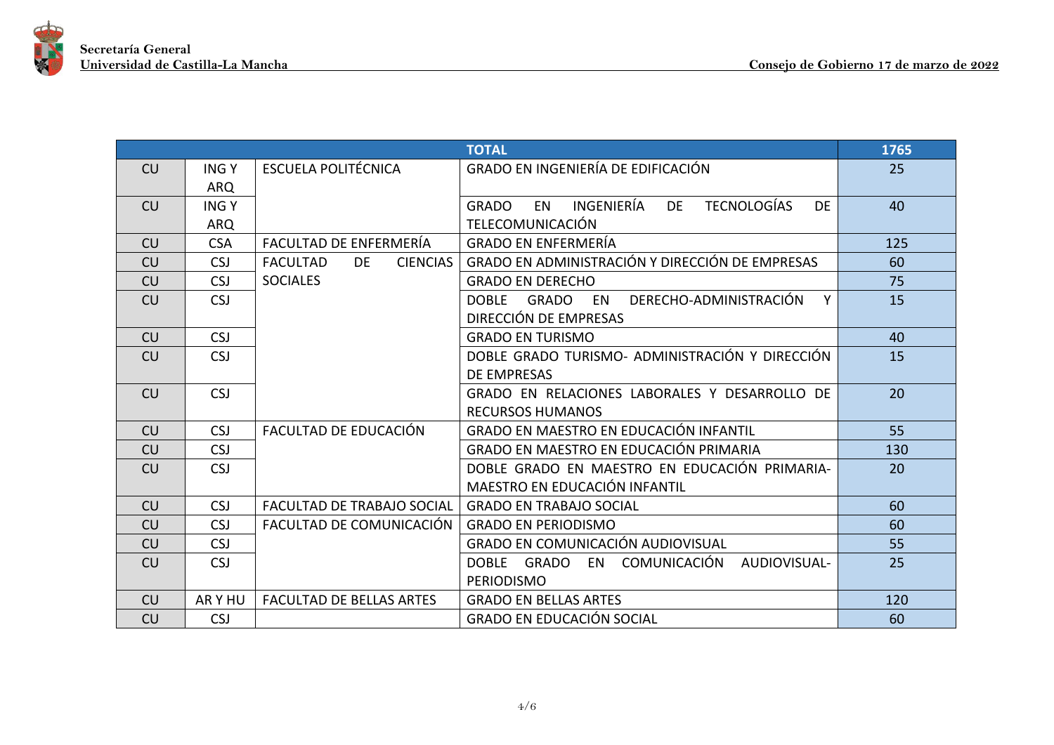| | | | TOTAL | 1765 |
|---|---|---|---|---|
| CU | ING Y ARQ | ESCUELA POLITÉCNICA | GRADO EN INGENIERÍA DE EDIFICACIÓN | 25 |
| CU | ING Y ARQ | | GRADO EN INGENIERÍA DE TECNOLOGÍAS DE TELECOMUNICACIÓN | 40 |
| CU | CSA | FACULTAD DE ENFERMERÍA | GRADO EN ENFERMERÍA | 125 |
| CU | CSJ | FACULTAD DE CIENCIAS SOCIALES | GRADO EN ADMINISTRACIÓN Y DIRECCIÓN DE EMPRESAS | 60 |
| CU | CSJ | | GRADO EN DERECHO | 75 |
| CU | CSJ | | DOBLE GRADO EN DERECHO-ADMINISTRACIÓN Y DIRECCIÓN DE EMPRESAS | 15 |
| CU | CSJ | | GRADO EN TURISMO | 40 |
| CU | CSJ | | DOBLE GRADO TURISMO- ADMINISTRACIÓN Y DIRECCIÓN DE EMPRESAS | 15 |
| CU | CSJ | | GRADO EN RELACIONES LABORALES Y DESARROLLO DE RECURSOS HUMANOS | 20 |
| CU | CSJ | FACULTAD DE EDUCACIÓN | GRADO EN MAESTRO EN EDUCACIÓN INFANTIL | 55 |
| CU | CSJ | | GRADO EN MAESTRO EN EDUCACIÓN PRIMARIA | 130 |
| CU | CSJ | | DOBLE GRADO EN MAESTRO EN EDUCACIÓN PRIMARIA-MAESTRO EN EDUCACIÓN INFANTIL | 20 |
| CU | CSJ | FACULTAD DE TRABAJO SOCIAL | GRADO EN TRABAJO SOCIAL | 60 |
| CU | CSJ | FACULTAD DE COMUNICACIÓN | GRADO EN PERIODISMO | 60 |
| CU | CSJ | | GRADO EN COMUNICACIÓN AUDIOVISUAL | 55 |
| CU | CSJ | | DOBLE GRADO EN COMUNICACIÓN AUDIOVISUAL-PERIODISMO | 25 |
| CU | AR Y HU | FACULTAD DE BELLAS ARTES | GRADO EN BELLAS ARTES | 120 |
| CU | CSJ | | GRADO EN EDUCACIÓN SOCIAL | 60 |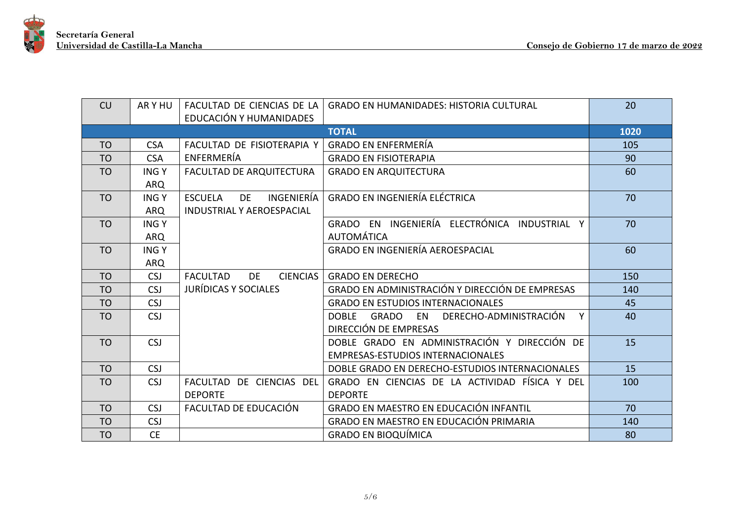| CU | AR Y HU | FACULTAD DE CIENCIAS DE LA EDUCACIÓN Y HUMANIDADES | GRADO EN HUMANIDADES: HISTORIA CULTURAL | 20 |
|---|---|---|---|---|
| | | | **TOTAL** | **1020** |
| TO | CSA | FACULTAD DE FISIOTERAPIA Y ENFERMERÍA | GRADO EN ENFERMERÍA | 105 |
| TO | CSA | | GRADO EN FISIOTERAPIA | 90 |
| TO | ING Y ARQ | FACULTAD DE ARQUITECTURA | GRADO EN ARQUITECTURA | 60 |
| TO | ING Y ARQ | ESCUELA DE INGENIERÍA INDUSTRIAL Y AEROESPACIAL | GRADO EN INGENIERÍA ELÉCTRICA | 70 |
| TO | ING Y ARQ | | GRADO EN INGENIERÍA ELECTRÓNICA INDUSTRIAL Y AUTOMÁTICA | 70 |
| TO | ING Y ARQ | | GRADO EN INGENIERÍA AEROESPACIAL | 60 |
| TO | CSJ | FACULTAD DE CIENCIAS JURÍDICAS Y SOCIALES | GRADO EN DERECHO | 150 |
| TO | CSJ | | GRADO EN ADMINISTRACIÓN Y DIRECCIÓN DE EMPRESAS | 140 |
| TO | CSJ | | GRADO EN ESTUDIOS INTERNACIONALES | 45 |
| TO | CSJ | | DOBLE GRADO EN DERECHO-ADMINISTRACIÓN Y DIRECCIÓN DE EMPRESAS | 40 |
| TO | CSJ | | DOBLE GRADO EN ADMINISTRACIÓN Y DIRECCIÓN DE EMPRESAS-ESTUDIOS INTERNACIONALES | 15 |
| TO | CSJ | | DOBLE GRADO EN DERECHO-ESTUDIOS INTERNACIONALES | 15 |
| TO | CSJ | FACULTAD DE CIENCIAS DEL DEPORTE | GRADO EN CIENCIAS DE LA ACTIVIDAD FÍSICA Y DEL DEPORTE | 100 |
| TO | CSJ | FACULTAD DE EDUCACIÓN | GRADO EN MAESTRO EN EDUCACIÓN INFANTIL | 70 |
| TO | CSJ | | GRADO EN MAESTRO EN EDUCACIÓN PRIMARIA | 140 |
| TO | CE | | GRADO EN BIOQUÍMICA | 80 |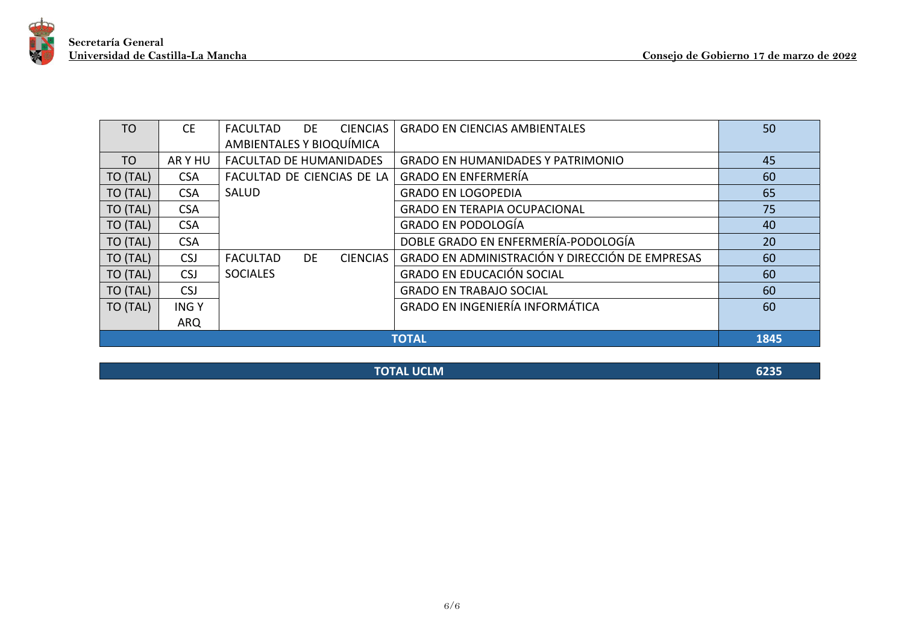| | | | | |
|---|---|---|---|---|
| TO | CE | FACULTAD DE CIENCIAS AMBIENTALES Y BIOQUÍMICA | GRADO EN CIENCIAS AMBIENTALES | 50 |
| TO | AR Y HU | FACULTAD DE HUMANIDADES | GRADO EN HUMANIDADES Y PATRIMONIO | 45 |
| TO (TAL) | CSA | FACULTAD DE CIENCIAS DE LA SALUD | GRADO EN ENFERMERÍA | 60 |
| TO (TAL) | CSA | | GRADO EN LOGOPEDIA | 65 |
| TO (TAL) | CSA | | GRADO EN TERAPIA OCUPACIONAL | 75 |
| TO (TAL) | CSA | | GRADO EN PODOLOGÍA | 40 |
| TO (TAL) | CSA | | DOBLE GRADO EN ENFERMERÍA-PODOLOGÍA | 20 |
| TO (TAL) | CSJ | FACULTAD DE CIENCIAS SOCIALES | GRADO EN ADMINISTRACIÓN Y DIRECCIÓN DE EMPRESAS | 60 |
| TO (TAL) | CSJ | | GRADO EN EDUCACIÓN SOCIAL | 60 |
| TO (TAL) | CSJ | | GRADO EN TRABAJO SOCIAL | 60 |
| TO (TAL) | ING Y ARQ | | GRADO EN INGENIERÍA INFORMÁTICA | 60 |
| **TOTAL** | | | | **1845** |

| | |
|---|---|
| **TOTAL UCLM** | **6235** |